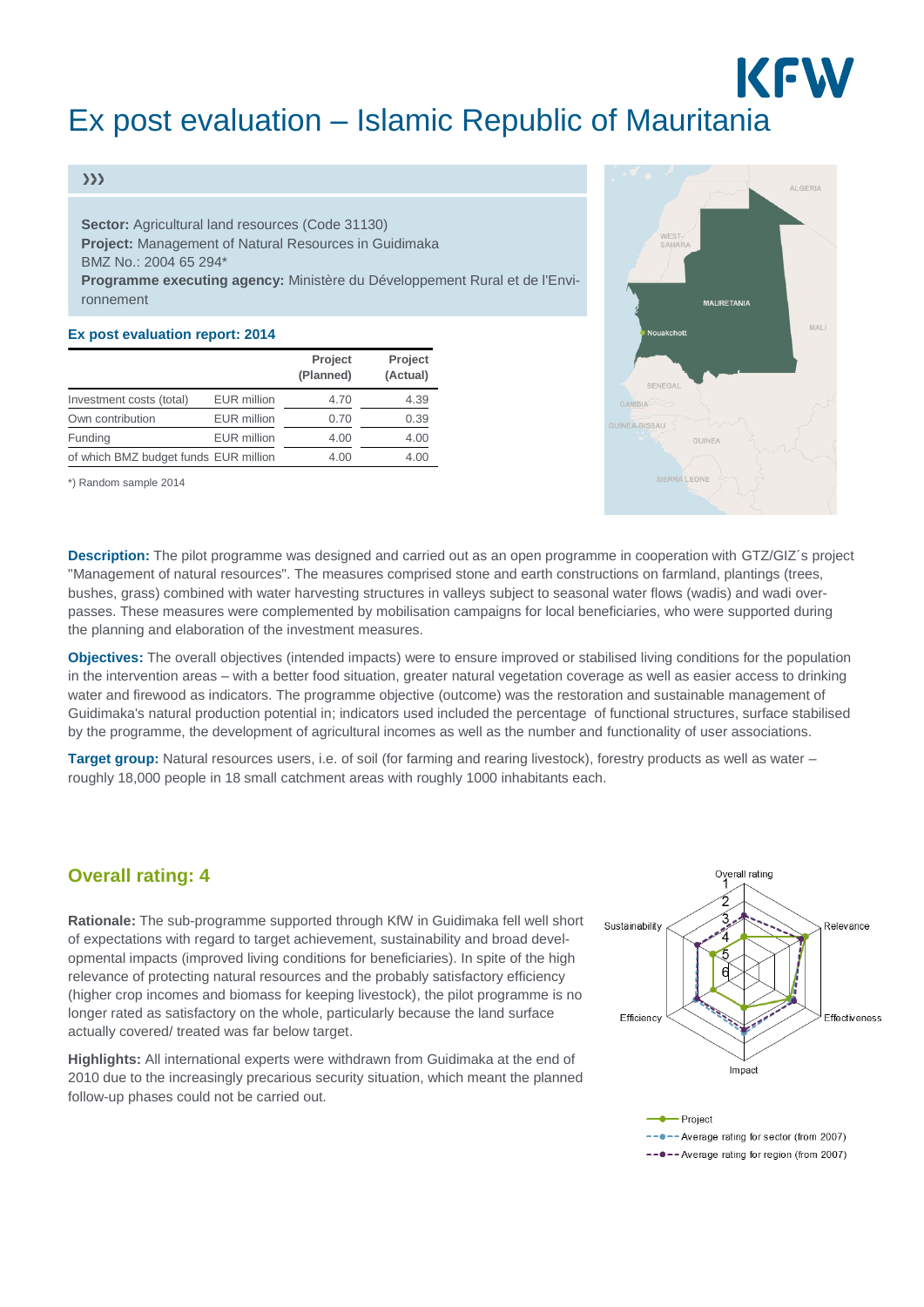# Ex post evaluation – Islamic Republic of Mauritania

**Sector:** Agricultural land resources (Code 31130)
**Project:** Management of Natural Resources in Guidimaka
BMZ No.: 2004 65 294*
**Programme executing agency:** Ministère du Développement Rural et de l'Environnement

### Ex post evaluation report: 2014

| | | Project (Planned) | Project (Actual) |
|---|---|---|---|
| Investment costs (total) | EUR million | 4.70 | 4.39 |
| Own contribution | EUR million | 0.70 | 0.39 |
| Funding | EUR million | 4.00 | 4.00 |
| of which BMZ budget funds | EUR million | 4.00 | 4.00 |

*) Random sample 2014

**Description:** The pilot programme was designed and carried out as an open programme in cooperation with GTZ/GIZ´s project "Management of natural resources". The measures comprised stone and earth constructions on farmland, plantings (trees, bushes, grass) combined with water harvesting structures in valleys subject to seasonal water flows (wadis) and wadi overpasses. These measures were complemented by mobilisation campaigns for local beneficiaries, who were supported during the planning and elaboration of the investment measures.

**Objectives:** The overall objectives (intended impacts) were to ensure improved or stabilised living conditions for the population in the intervention areas – with a better food situation, greater natural vegetation coverage as well as easier access to drinking water and firewood as indicators. The programme objective (outcome) was the restoration and sustainable management of Guidimaka's natural production potential in; indicators used included the percentage of functional structures, surface stabilised by the programme, the development of agricultural incomes as well as the number and functionality of user associations.

**Target group:** Natural resources users, i.e. of soil (for farming and rearing livestock), forestry products as well as water – roughly 18,000 people in 18 small catchment areas with roughly 1000 inhabitants each.

## Overall rating: 4

**Rationale:** The sub-programme supported through KfW in Guidimaka fell well short of expectations with regard to target achievement, sustainability and broad developmental impacts (improved living conditions for beneficiaries). In spite of the high relevance of protecting natural resources and the probably satisfactory efficiency (higher crop incomes and biomass for keeping livestock), the pilot programme is no longer rated as satisfactory on the whole, particularly because the land surface actually covered/ treated was far below target.

**Highlights:** All international experts were withdrawn from Guidimaka at the end of 2010 due to the increasingly precarious security situation, which meant the planned follow-up phases could not be carried out.

Overall rating, Relevance, Effectiveness, Impact, Efficiency, Sustainability

Project — Average rating for sector (from 2007) — Average rating for region (from 2007)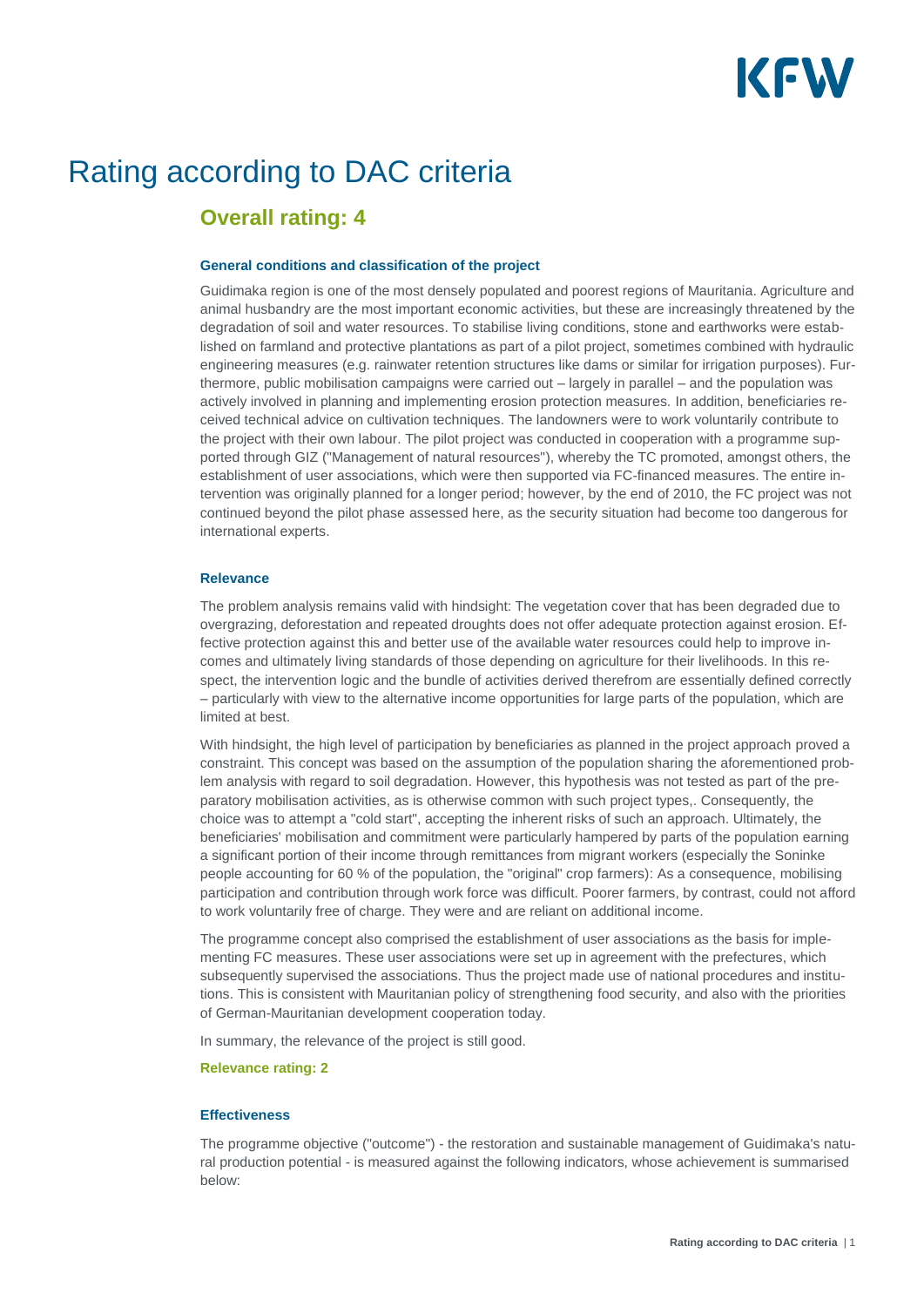# Rating according to DAC criteria

## Overall rating: 4

#### General conditions and classification of the project

Guidimaka region is one of the most densely populated and poorest regions of Mauritania. Agriculture and animal husbandry are the most important economic activities, but these are increasingly threatened by the degradation of soil and water resources. To stabilise living conditions, stone and earthworks were established on farmland and protective plantations as part of a pilot project, sometimes combined with hydraulic engineering measures (e.g. rainwater retention structures like dams or similar for irrigation purposes). Furthermore, public mobilisation campaigns were carried out – largely in parallel – and the population was actively involved in planning and implementing erosion protection measures. In addition, beneficiaries received technical advice on cultivation techniques. The landowners were to work voluntarily contribute to the project with their own labour. The pilot project was conducted in cooperation with a programme supported through GIZ ("Management of natural resources"), whereby the TC promoted, amongst others, the establishment of user associations, which were then supported via FC-financed measures. The entire intervention was originally planned for a longer period; however, by the end of 2010, the FC project was not continued beyond the pilot phase assessed here, as the security situation had become too dangerous for international experts.

#### Relevance

The problem analysis remains valid with hindsight: The vegetation cover that has been degraded due to overgrazing, deforestation and repeated droughts does not offer adequate protection against erosion. Effective protection against this and better use of the available water resources could help to improve incomes and ultimately living standards of those depending on agriculture for their livelihoods. In this respect, the intervention logic and the bundle of activities derived therefrom are essentially defined correctly – particularly with view to the alternative income opportunities for large parts of the population, which are limited at best.

With hindsight, the high level of participation by beneficiaries as planned in the project approach proved a constraint. This concept was based on the assumption of the population sharing the aforementioned problem analysis with regard to soil degradation. However, this hypothesis was not tested as part of the preparatory mobilisation activities, as is otherwise common with such project types,. Consequently, the choice was to attempt a "cold start", accepting the inherent risks of such an approach. Ultimately, the beneficiaries' mobilisation and commitment were particularly hampered by parts of the population earning a significant portion of their income through remittances from migrant workers (especially the Soninke people accounting for 60 % of the population, the "original" crop farmers): As a consequence, mobilising participation and contribution through work force was difficult. Poorer farmers, by contrast, could not afford to work voluntarily free of charge. They were and are reliant on additional income.

The programme concept also comprised the establishment of user associations as the basis for implementing FC measures. These user associations were set up in agreement with the prefectures, which subsequently supervised the associations. Thus the project made use of national procedures and institutions. This is consistent with Mauritanian policy of strengthening food security, and also with the priorities of German-Mauritanian development cooperation today.

In summary, the relevance of the project is still good.

**Relevance rating: 2**

#### Effectiveness

The programme objective ("outcome") - the restoration and sustainable management of Guidimaka's natural production potential - is measured against the following indicators, whose achievement is summarised below: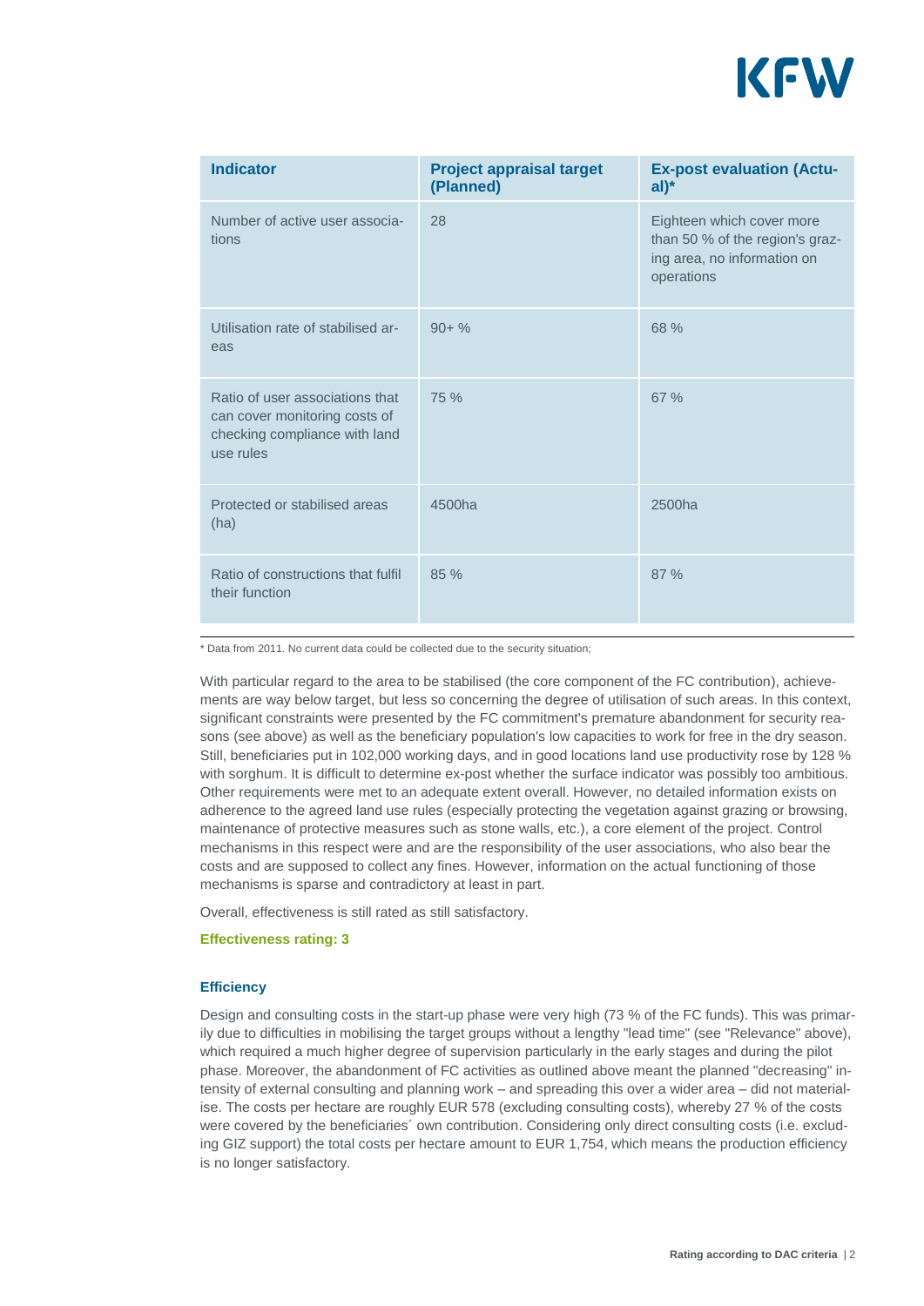| Indicator | Project appraisal target (Planned) | Ex-post evaluation (Actual)* |
|---|---|---|
| Number of active user associations | 28 | Eighteen which cover more than 50 % of the region's grazing area, no information on operations |
| Utilisation rate of stabilised areas | 90+ % | 68 % |
| Ratio of user associations that can cover monitoring costs of checking compliance with land use rules | 75 % | 67 % |
| Protected or stabilised areas (ha) | 4500ha | 2500ha |
| Ratio of constructions that fulfil their function | 85 % | 87 % |

* Data from 2011. No current data could be collected due to the security situation;

With particular regard to the area to be stabilised (the core component of the FC contribution), achievements are way below target, but less so concerning the degree of utilisation of such areas. In this context, significant constraints were presented by the FC commitment's premature abandonment for security reasons (see above) as well as the beneficiary population's low capacities to work for free in the dry season. Still, beneficiaries put in 102,000 working days, and in good locations land use productivity rose by 128 % with sorghum. It is difficult to determine ex-post whether the surface indicator was possibly too ambitious. Other requirements were met to an adequate extent overall. However, no detailed information exists on adherence to the agreed land use rules (especially protecting the vegetation against grazing or browsing, maintenance of protective measures such as stone walls, etc.), a core element of the project. Control mechanisms in this respect were and are the responsibility of the user associations, who also bear the costs and are supposed to collect any fines. However, information on the actual functioning of those mechanisms is sparse and contradictory at least in part.

Overall, effectiveness is still rated as still satisfactory.

**Effectiveness rating: 3**

### Efficiency

Design and consulting costs in the start-up phase were very high (73 % of the FC funds). This was primarily due to difficulties in mobilising the target groups without a lengthy "lead time" (see "Relevance" above), which required a much higher degree of supervision particularly in the early stages and during the pilot phase. Moreover, the abandonment of FC activities as outlined above meant the planned "decreasing" intensity of external consulting and planning work – and spreading this over a wider area – did not materialise. The costs per hectare are roughly EUR 578 (excluding consulting costs), whereby 27 % of the costs were covered by the beneficiaries´ own contribution. Considering only direct consulting costs (i.e. excluding GIZ support) the total costs per hectare amount to EUR 1,754, which means the production efficiency is no longer satisfactory.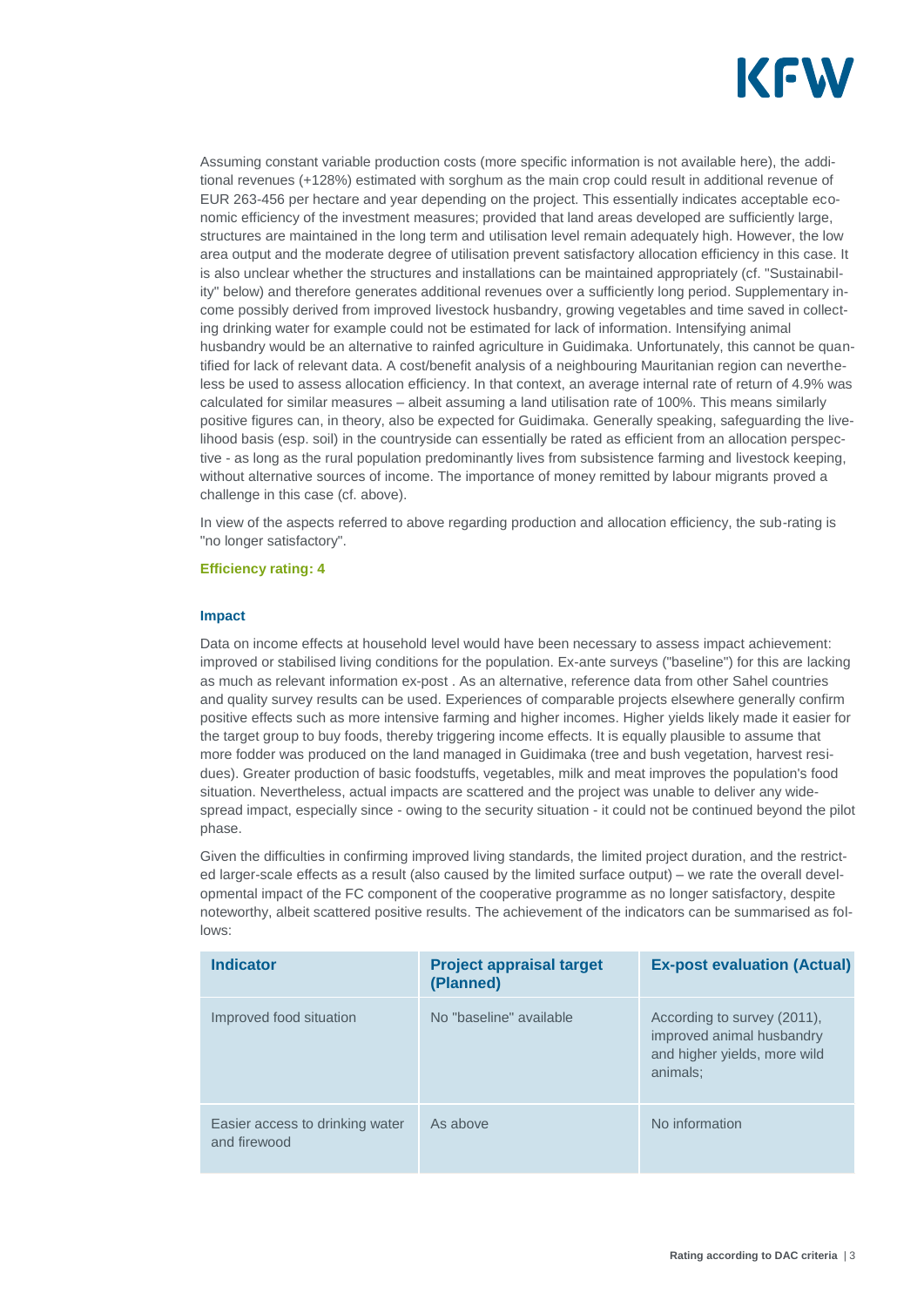Assuming constant variable production costs (more specific information is not available here), the additional revenues (+128%) estimated with sorghum as the main crop could result in additional revenue of EUR 263-456 per hectare and year depending on the project. This essentially indicates acceptable economic efficiency of the investment measures; provided that land areas developed are sufficiently large, structures are maintained in the long term and utilisation level remain adequately high. However, the low area output and the moderate degree of utilisation prevent satisfactory allocation efficiency in this case. It is also unclear whether the structures and installations can be maintained appropriately (cf. "Sustainability" below) and therefore generates additional revenues over a sufficiently long period. Supplementary income possibly derived from improved livestock husbandry, growing vegetables and time saved in collecting drinking water for example could not be estimated for lack of information. Intensifying animal husbandry would be an alternative to rainfed agriculture in Guidimaka. Unfortunately, this cannot be quantified for lack of relevant data. A cost/benefit analysis of a neighbouring Mauritanian region can nevertheless be used to assess allocation efficiency. In that context, an average internal rate of return of 4.9% was calculated for similar measures – albeit assuming a land utilisation rate of 100%. This means similarly positive figures can, in theory, also be expected for Guidimaka. Generally speaking, safeguarding the livelihood basis (esp. soil) in the countryside can essentially be rated as efficient from an allocation perspective - as long as the rural population predominantly lives from subsistence farming and livestock keeping, without alternative sources of income. The importance of money remitted by labour migrants proved a challenge in this case (cf. above).

In view of the aspects referred to above regarding production and allocation efficiency, the sub-rating is "no longer satisfactory".

**Efficiency rating: 4**

### Impact

Data on income effects at household level would have been necessary to assess impact achievement: improved or stabilised living conditions for the population. Ex-ante surveys ("baseline") for this are lacking as much as relevant information ex-post . As an alternative, reference data from other Sahel countries and quality survey results can be used. Experiences of comparable projects elsewhere generally confirm positive effects such as more intensive farming and higher incomes. Higher yields likely made it easier for the target group to buy foods, thereby triggering income effects. It is equally plausible to assume that more fodder was produced on the land managed in Guidimaka (tree and bush vegetation, harvest residues). Greater production of basic foodstuffs, vegetables, milk and meat improves the population's food situation. Nevertheless, actual impacts are scattered and the project was unable to deliver any widespread impact, especially since - owing to the security situation - it could not be continued beyond the pilot phase.

Given the difficulties in confirming improved living standards, the limited project duration, and the restricted larger-scale effects as a result (also caused by the limited surface output) – we rate the overall developmental impact of the FC component of the cooperative programme as no longer satisfactory, despite noteworthy, albeit scattered positive results. The achievement of the indicators can be summarised as follows:

| Indicator | Project appraisal target (Planned) | Ex-post evaluation (Actual) |
|---|---|---|
| Improved food situation | No "baseline" available | According to survey (2011), improved animal husbandry and higher yields, more wild animals; |
| Easier access to drinking water and firewood | As above | No information |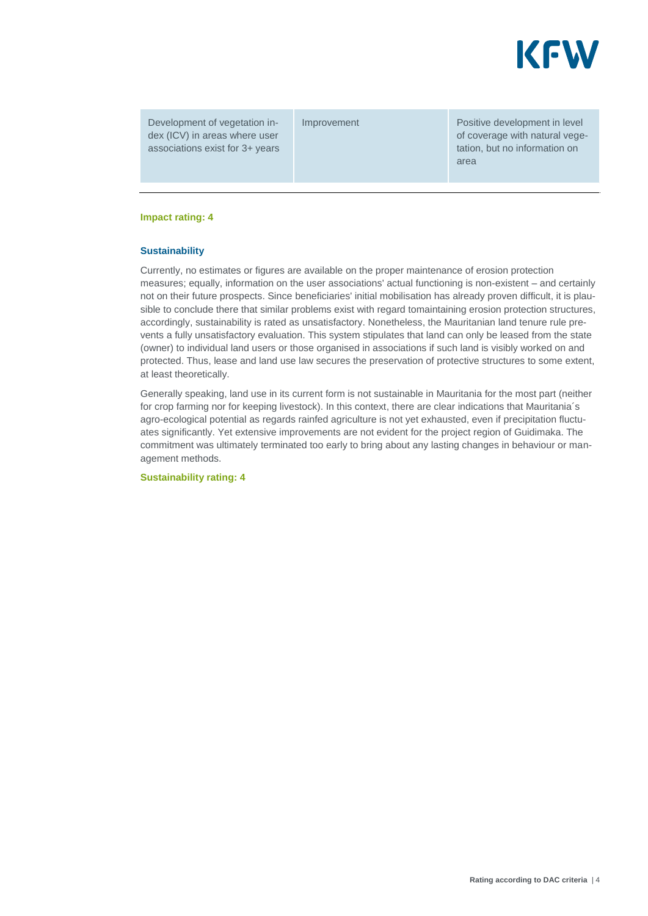| Development of vegetation index (ICV) in areas where user associations exist for 3+ years | Improvement | Positive development in level of coverage with natural vegetation, but no information on area |
|---|---|---|

**Impact rating: 4**

### Sustainability

Currently, no estimates or figures are available on the proper maintenance of erosion protection measures; equally, information on the user associations' actual functioning is non-existent – and certainly not on their future prospects. Since beneficiaries' initial mobilisation has already proven difficult, it is plausible to conclude there that similar problems exist with regard tomaintaining erosion protection structures, accordingly, sustainability is rated as unsatisfactory. Nonetheless, the Mauritanian land tenure rule prevents a fully unsatisfactory evaluation. This system stipulates that land can only be leased from the state (owner) to individual land users or those organised in associations if such land is visibly worked on and protected. Thus, lease and land use law secures the preservation of protective structures to some extent, at least theoretically.

Generally speaking, land use in its current form is not sustainable in Mauritania for the most part (neither for crop farming nor for keeping livestock). In this context, there are clear indications that Mauritania´s agro-ecological potential as regards rainfed agriculture is not yet exhausted, even if precipitation fluctuates significantly. Yet extensive improvements are not evident for the project region of Guidimaka. The commitment was ultimately terminated too early to bring about any lasting changes in behaviour or management methods.

**Sustainability rating: 4**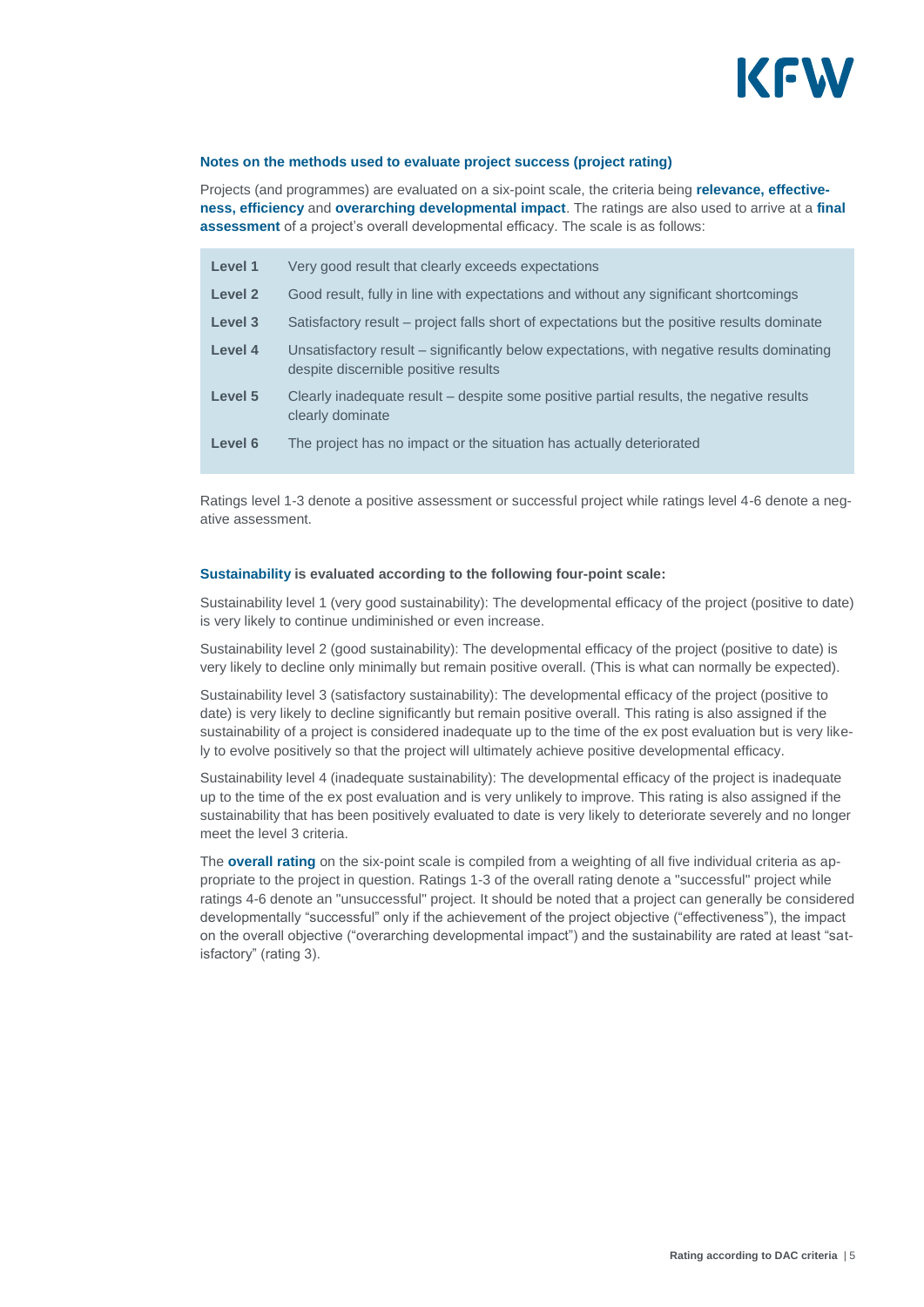### Notes on the methods used to evaluate project success (project rating)

Projects (and programmes) are evaluated on a six-point scale, the criteria being **relevance, effectiveness, efficiency** and **overarching developmental impact**. The ratings are also used to arrive at a **final assessment** of a project's overall developmental efficacy. The scale is as follows:

| | |
|---|---|
| **Level 1** | Very good result that clearly exceeds expectations |
| **Level 2** | Good result, fully in line with expectations and without any significant shortcomings |
| **Level 3** | Satisfactory result – project falls short of expectations but the positive results dominate |
| **Level 4** | Unsatisfactory result – significantly below expectations, with negative results dominating despite discernible positive results |
| **Level 5** | Clearly inadequate result – despite some positive partial results, the negative results clearly dominate |
| **Level 6** | The project has no impact or the situation has actually deteriorated |

Ratings level 1-3 denote a positive assessment or successful project while ratings level 4-6 denote a negative assessment.

### Sustainability is evaluated according to the following four-point scale:

Sustainability level 1 (very good sustainability): The developmental efficacy of the project (positive to date) is very likely to continue undiminished or even increase.

Sustainability level 2 (good sustainability): The developmental efficacy of the project (positive to date) is very likely to decline only minimally but remain positive overall. (This is what can normally be expected).

Sustainability level 3 (satisfactory sustainability): The developmental efficacy of the project (positive to date) is very likely to decline significantly but remain positive overall. This rating is also assigned if the sustainability of a project is considered inadequate up to the time of the ex post evaluation but is very likely to evolve positively so that the project will ultimately achieve positive developmental efficacy.

Sustainability level 4 (inadequate sustainability): The developmental efficacy of the project is inadequate up to the time of the ex post evaluation and is very unlikely to improve. This rating is also assigned if the sustainability that has been positively evaluated to date is very likely to deteriorate severely and no longer meet the level 3 criteria.

The **overall rating** on the six-point scale is compiled from a weighting of all five individual criteria as appropriate to the project in question. Ratings 1-3 of the overall rating denote a "successful" project while ratings 4-6 denote an "unsuccessful" project. It should be noted that a project can generally be considered developmentally "successful" only if the achievement of the project objective ("effectiveness"), the impact on the overall objective ("overarching developmental impact") and the sustainability are rated at least "satisfactory" (rating 3).